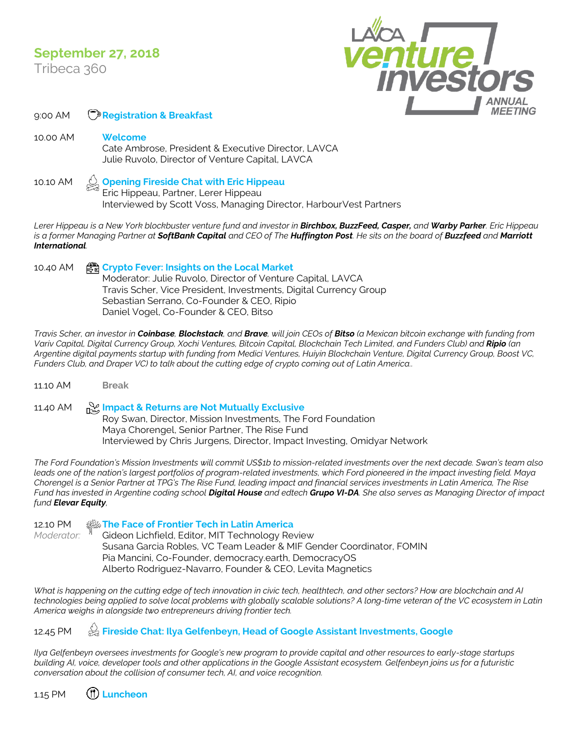# September 27, 2018

Tribeca 360

LAVCA venture investors ANNUAL MEETING

9:00 AM **Registration & Breakfast**

10.00 AM **Welcome**
Cate Ambrose, President & Executive Director, LAVCA
Julie Ruvolo, Director of Venture Capital, LAVCA

10.10 AM **Opening Fireside Chat with Eric Hippeau**
Eric Hippeau, Partner, Lerer Hippeau
Interviewed by Scott Voss, Managing Director, HarbourVest Partners

*Lerer Hippeau is a New York blockbuster venture fund and investor in **Birchbox, BuzzFeed, Casper,** and **Warby Parker**. Eric Hippeau is a former Managing Partner at **SoftBank Capital** and CEO of The **Huffington Post**. He sits on the board of **Buzzfeed** and **Marriott International**.*

10.40 AM **Crypto Fever: Insights on the Local Market**
Moderator: Julie Ruvolo, Director of Venture Capital, LAVCA
Travis Scher, Vice President, Investments, Digital Currency Group
Sebastian Serrano, Co-Founder & CEO, Ripio
Daniel Vogel, Co-Founder & CEO, Bitso

*Travis Scher, an investor in **Coinbase**, **Blockstack**, and **Brave**, will join CEOs of **Bitso** (a Mexican bitcoin exchange with funding from Variv Capital, Digital Currency Group, Xochi Ventures, Bitcoin Capital, Blockchain Tech Limited, and Funders Club) and **Ripio** (an Argentine digital payments startup with funding from Medici Ventures, Huiyin Blockchain Venture, Digital Currency Group, Boost VC, Funders Club, and Draper VC) to talk about the cutting edge of crypto coming out of Latin America..*

11.10 AM **Break**

11.40 AM **Impact & Returns are Not Mutually Exclusive**
Roy Swan, Director, Mission Investments, The Ford Foundation
Maya Chorengel, Senior Partner, The Rise Fund
Interviewed by Chris Jurgens, Director, Impact Investing, Omidyar Network

*The Ford Foundation's Mission Investments will commit US$1b to mission-related investments over the next decade. Swan's team also leads one of the nation's largest portfolios of program-related investments, which Ford pioneered in the impact investing field. Maya Chorengel is a Senior Partner at TPG's The Rise Fund, leading impact and financial services investments in Latin America, The Rise Fund has invested in Argentine coding school **Digital House** and edtech **Grupo VI-DA**. She also serves as Managing Director of impact fund **Elevar Equity**.*

12.10 PM **The Face of Frontier Tech in Latin America**
*Moderator:* Gideon Lichfield, Editor, MIT Technology Review
Susana Garcia Robles, VC Team Leader & MIF Gender Coordinator, FOMIN
Pia Mancini, Co-Founder, democracy.earth, DemocracyOS
Alberto Rodriguez-Navarro, Founder & CEO, Levita Magnetics

*What is happening on the cutting edge of tech innovation in civic tech, healthtech, and other sectors? How are blockchain and AI technologies being applied to solve local problems with globally scalable solutions? A long-time veteran of the VC ecosystem in Latin America weighs in alongside two entrepreneurs driving frontier tech.*

12.45 PM **Fireside Chat: Ilya Gelfenbeyn, Head of Google Assistant Investments, Google**

*Ilya Gelfenbeyn oversees investments for Google's new program to provide capital and other resources to early-stage startups building AI, voice, developer tools and other applications in the Google Assistant ecosystem. Gelfenbeyn joins us for a futuristic conversation about the collision of consumer tech, AI, and voice recognition.*

1.15 PM **Luncheon**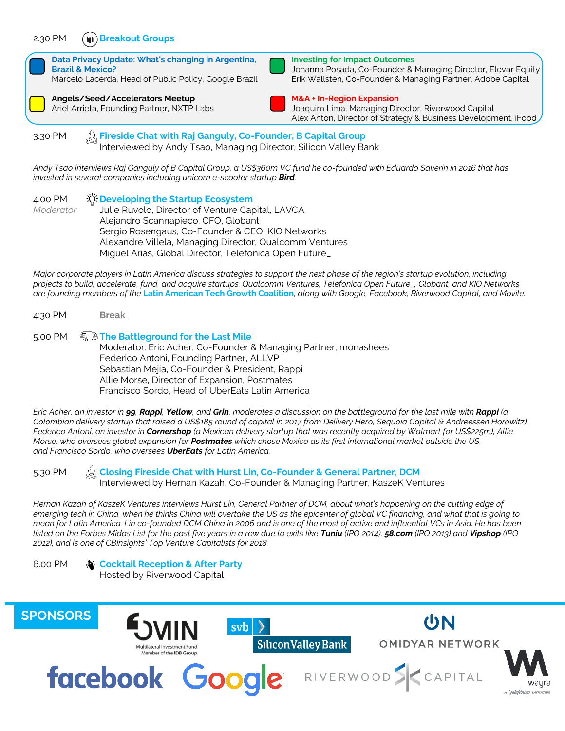2.30 PM **Breakout Groups**

**Data Privacy Update: What's changing in Argentina, Brazil & Mexico?**
Marcelo Lacerda, Head of Public Policy, Google Brazil

**Investing for Impact Outcomes**
Johanna Posada, Co-Founder & Managing Director, Elevar Equity
Erik Wallsten, Co-Founder & Managing Partner, Adobe Capital

**Angels/Seed/Accelerators Meetup**
Ariel Arrieta, Founding Partner, NXTP Labs

**M&A + In-Region Expansion**
Joaquim Lima, Managing Director, Riverwood Capital
Alex Anton, Director of Strategy & Business Development, iFood

3.30 PM **Fireside Chat with Raj Ganguly, Co-Founder, B Capital Group**
Interviewed by Andy Tsao, Managing Director, Silicon Valley Bank

*Andy Tsao interviews Raj Ganguly of B Capital Group, a US$360m VC fund he co-founded with Eduardo Saverin in 2016 that has invested in several companies including unicorn e-scooter startup* ***Bird****.*

4.00 PM **Developing the Startup Ecosystem**
*Moderator* Julie Ruvolo, Director of Venture Capital, LAVCA
Alejandro Scannapieco, CFO, Globant
Sergio Rosengaus, Co-Founder & CEO, KIO Networks
Alexandre Villela, Managing Director, Qualcomm Ventures
Miguel Arias, Global Director, Telefonica Open Future_

*Major corporate players in Latin America discuss strategies to support the next phase of the region's startup evolution, including projects to build, accelerate, fund, and acquire startups. Qualcomm Ventures, Telefonica Open Future_, Globant, and KIO Networks are founding members of the* **Latin American Tech Growth Coalition***, along with Google, Facebook, Riverwood Capital, and Movile.*

4:30 PM **Break**

5.00 PM **The Battleground for the Last Mile**
Moderator: Eric Acher, Co-Founder & Managing Partner, monashees
Federico Antoni, Founding Partner, ALLVP
Sebastian Mejia, Co-Founder & President, Rappi
Allie Morse, Director of Expansion, Postmates
Francisco Sordo, Head of UberEats Latin America

*Eric Acher, an investor in* ***99***, ***Rappi***, ***Yellow****, and* ***Grin****, moderates a discussion on the battleground for the last mile with* ***Rappi*** *(a Colombian delivery startup that raised a US$185 round of capital in 2017 from Delivery Hero, Sequoia Capital & Andreessen Horowitz), Federico Antoni, an investor in* ***Cornershop*** *(a Mexican delivery startup that was recently acquired by Walmart for US$225m), Allie Morse, who oversees global expansion for* ***Postmates*** *which chose Mexico as its first international market outside the US, and Francisco Sordo, who oversees* ***UberEats*** *for Latin America.*

5.30 PM **Closing Fireside Chat with Hurst Lin, Co-Founder & General Partner, DCM**
Interviewed by Hernan Kazah, Co-Founder & Managing Partner, KaszeK Ventures

*Hernan Kazah of KaszeK Ventures interviews Hurst Lin, General Partner of DCM, about what's happening on the cutting edge of emerging tech in China, when he thinks China will overtake the US as the epicenter of global VC financing, and what that is going to mean for Latin America. Lin co-founded DCM China in 2006 and is one of the most of active and influential VCs in Asia. He has been listed on the Forbes Midas List for the past five years in a row due to exits like* ***Tuniu*** *(IPO 2014),* ***58.com*** *(IPO 2013) and* ***Vipshop*** *(IPO 2012), and is one of CBInsights' Top Venture Capitalists for 2018.*

6.00 PM **Cocktail Reception & After Party**
Hosted by Riverwood Capital

## SPONSORS

MIN — Multilateral Investment Fund, Member of the IDB Group
svb Silicon Valley Bank
OMIDYAR NETWORK
facebook
Google
RIVERWOOD CAPITAL
wayra — A Telefónica Initiative